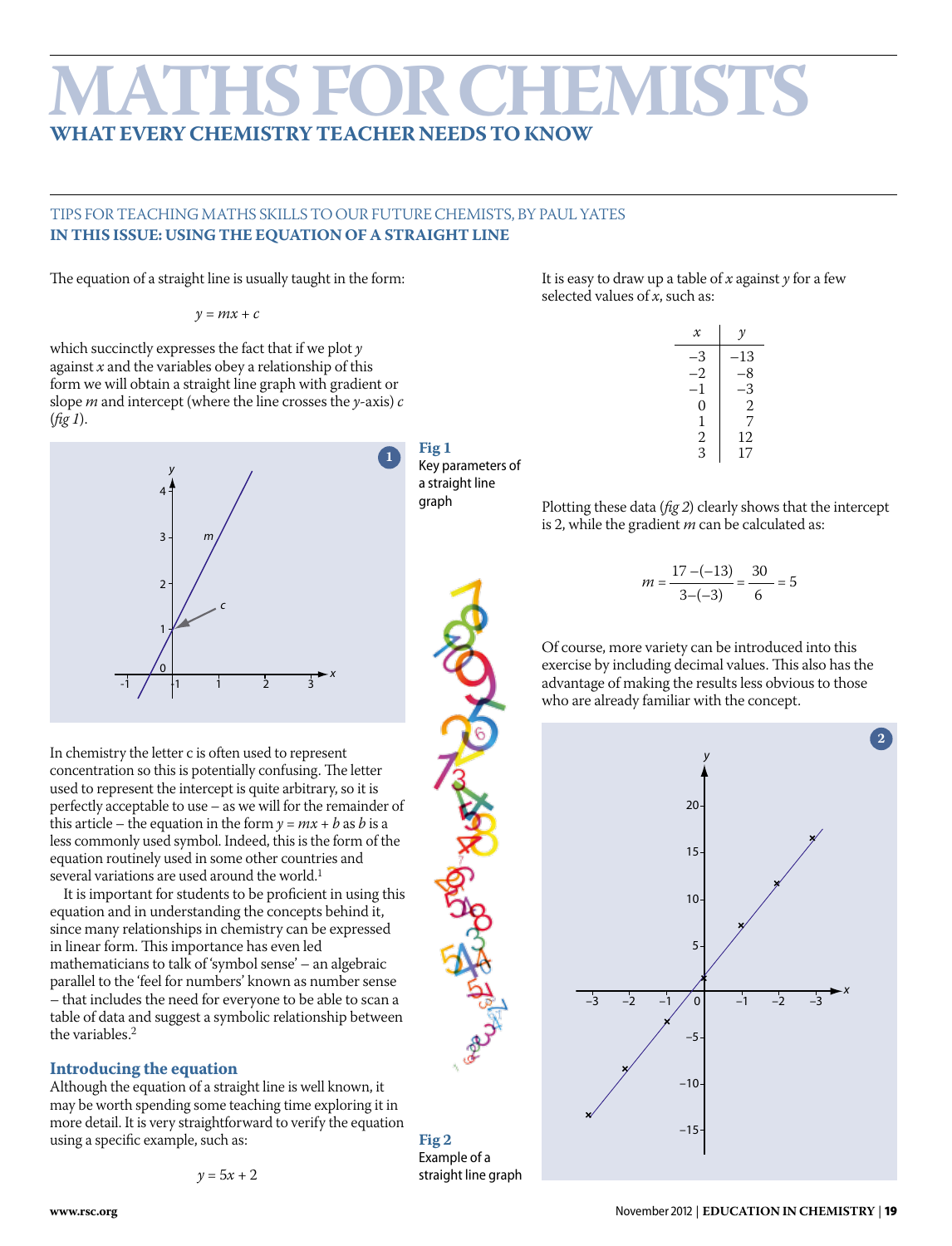# MATHS FOR CHEMISTS

## WHAT EVERY CHEMISTRY TEACHER NEEDS TO KNOW

TIPS FOR TEACHING MATHS SKILLS TO OUR FUTURE CHEMISTS, BY PAUL YATES

**IN THIS ISSUE: USING THE EQUATION OF A STRAIGHT LINE**

The equation of a straight line is usually taught in the form:

$$y = mx + c$$

which succinctly expresses the fact that if we plot $y$ against $x$ and the variables obey a relationship of this form we will obtain a straight line graph with gradient or slope $m$ and intercept (where the line crosses the $y$-axis) $c$ (*fig 1*).

y
4
3
2
1
0
-1
-1
1
2
3
x
m
c

**Fig 1**
Key parameters of a straight line graph

In chemistry the letter c is often used to represent concentration so this is potentially confusing. The letter used to represent the intercept is quite arbitrary, so it is perfectly acceptable to use – as we will for the remainder of this article – the equation in the form $y = mx + b$ as $b$ is a less commonly used symbol. Indeed, this is the form of the equation routinely used in some other countries and several variations are used around the world.[1]

It is important for students to be proficient in using this equation and in understanding the concepts behind it, since many relationships in chemistry can be expressed in linear form. This importance has even led mathematicians to talk of 'symbol sense' – an algebraic parallel to the 'feel for numbers' known as number sense – that includes the need for everyone to be able to scan a table of data and suggest a symbolic relationship between the variables.[2]

### Introducing the equation

Although the equation of a straight line is well known, it may be worth spending some teaching time exploring it in more detail. It is very straightforward to verify the equation using a specific example, such as:

$$y = 5x + 2$$

It is easy to draw up a table of $x$ against $y$ for a few selected values of $x$, such as:

| $x$ | $y$ |
|---|---|
| –3 | –13 |
| –2 | –8 |
| –1 | –3 |
| 0 | 2 |
| 1 | 7 |
| 2 | 12 |
| 3 | 17 |

Plotting these data (*fig 2*) clearly shows that the intercept is 2, while the gradient $m$ can be calculated as:

$$m = \frac{17-(-13)}{3-(-3)} = \frac{30}{6} = 5$$

Of course, more variety can be introduced into this exercise by including decimal values. This also has the advantage of making the results less obvious to those who are already familiar with the concept.

y
20
15
10
5
0
–5
–10
–15
–3
–2
–1
–1
–2
–3
x

**Fig 2**
Example of a straight line graph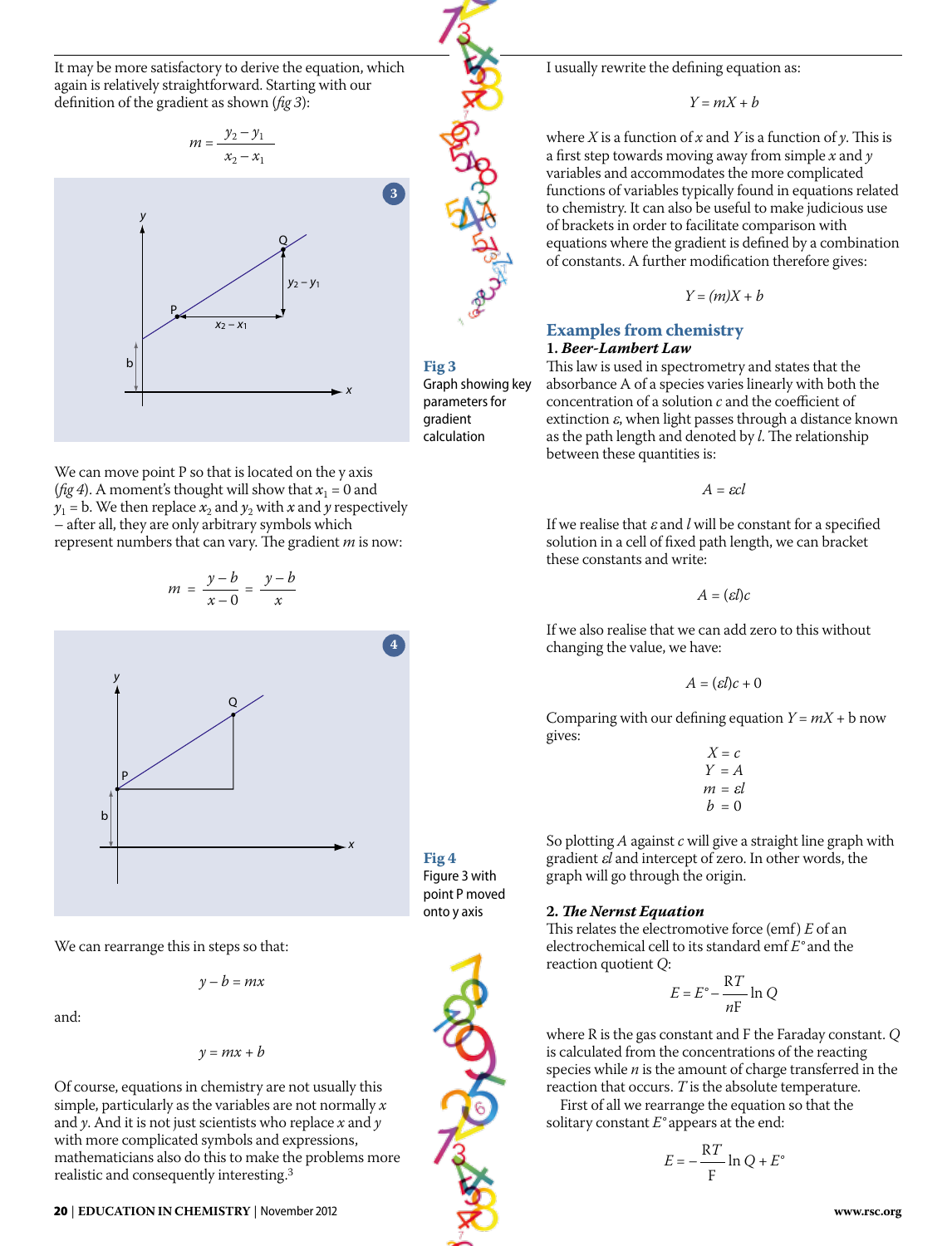It may be more satisfactory to derive the equation, which again is relatively straightforward. Starting with our definition of the gradient as shown (*fig 3*):

$$m = \frac{y_2 - y_1}{x_2 - x_1}$$

3

y

Q

$y_2 - y_1$

P

$x_2 - x_1$

b

x

**Fig 3**
Graph showing key parameters for gradient calculation

We can move point P so that is located on the y axis (*fig 4*). A moment's thought will show that $x_1 = 0$ and $y_1 = \text{b}$. We then replace $x_2$ and $y_2$ with $x$ and $y$ respectively – after all, they are only arbitrary symbols which represent numbers that can vary. The gradient $m$ is now:

$$m = \frac{y - b}{x - 0} = \frac{y - b}{x}$$

4

y

Q

P

b

x

**Fig 4**
Figure 3 with point P moved onto y axis

We can rearrange this in steps so that:

$$y - b = mx$$

and:

$$y = mx + b$$

Of course, equations in chemistry are not usually this simple, particularly as the variables are not normally $x$ and $y$. And it is not just scientists who replace $x$ and $y$ with more complicated symbols and expressions, mathematicians also do this to make the problems more realistic and consequently interesting.[3]

I usually rewrite the defining equation as:

$$Y = mX + b$$

where $X$ is a function of $x$ and $Y$ is a function of $y$. This is a first step towards moving away from simple $x$ and $y$ variables and accommodates the more complicated functions of variables typically found in equations related to chemistry. It can also be useful to make judicious use of brackets in order to facilitate comparison with equations where the gradient is defined by a combination of constants. A further modification therefore gives:

$$Y = (m)X + b$$

## Examples from chemistry

**1. *Beer-Lambert Law***

This law is used in spectrometry and states that the absorbance A of a species varies linearly with both the concentration of a solution $c$ and the coefficient of extinction $\varepsilon$, when light passes through a distance known as the path length and denoted by $l$. The relationship between these quantities is:

$$A = \varepsilon c l$$

If we realise that $\varepsilon$ and $l$ will be constant for a specified solution in a cell of fixed path length, we can bracket these constants and write:

$$A = (\varepsilon l)c$$

If we also realise that we can add zero to this without changing the value, we have:

$$A = (\varepsilon l)c + 0$$

Comparing with our defining equation $Y = mX + \text{b}$ now gives:

$$X = c$$
$$Y = A$$
$$m = \varepsilon l$$
$$b = 0$$

So plotting $A$ against $c$ will give a straight line graph with gradient $\varepsilon l$ and intercept of zero. In other words, the graph will go through the origin.

**2. *The Nernst Equation***

This relates the electromotive force (emf) $E$ of an electrochemical cell to its standard emf $E^\circ$ and the reaction quotient $Q$:

$$E = E^\circ - \frac{\mathrm{R}T}{n\mathrm{F}} \ln Q$$

where R is the gas constant and F the Faraday constant. $Q$ is calculated from the concentrations of the reacting species while $n$ is the amount of charge transferred in the reaction that occurs. $T$ is the absolute temperature.

First of all we rearrange the equation so that the solitary constant $E^\circ$ appears at the end:

$$E = -\frac{\mathrm{R}T}{\mathrm{F}} \ln Q + E^\circ$$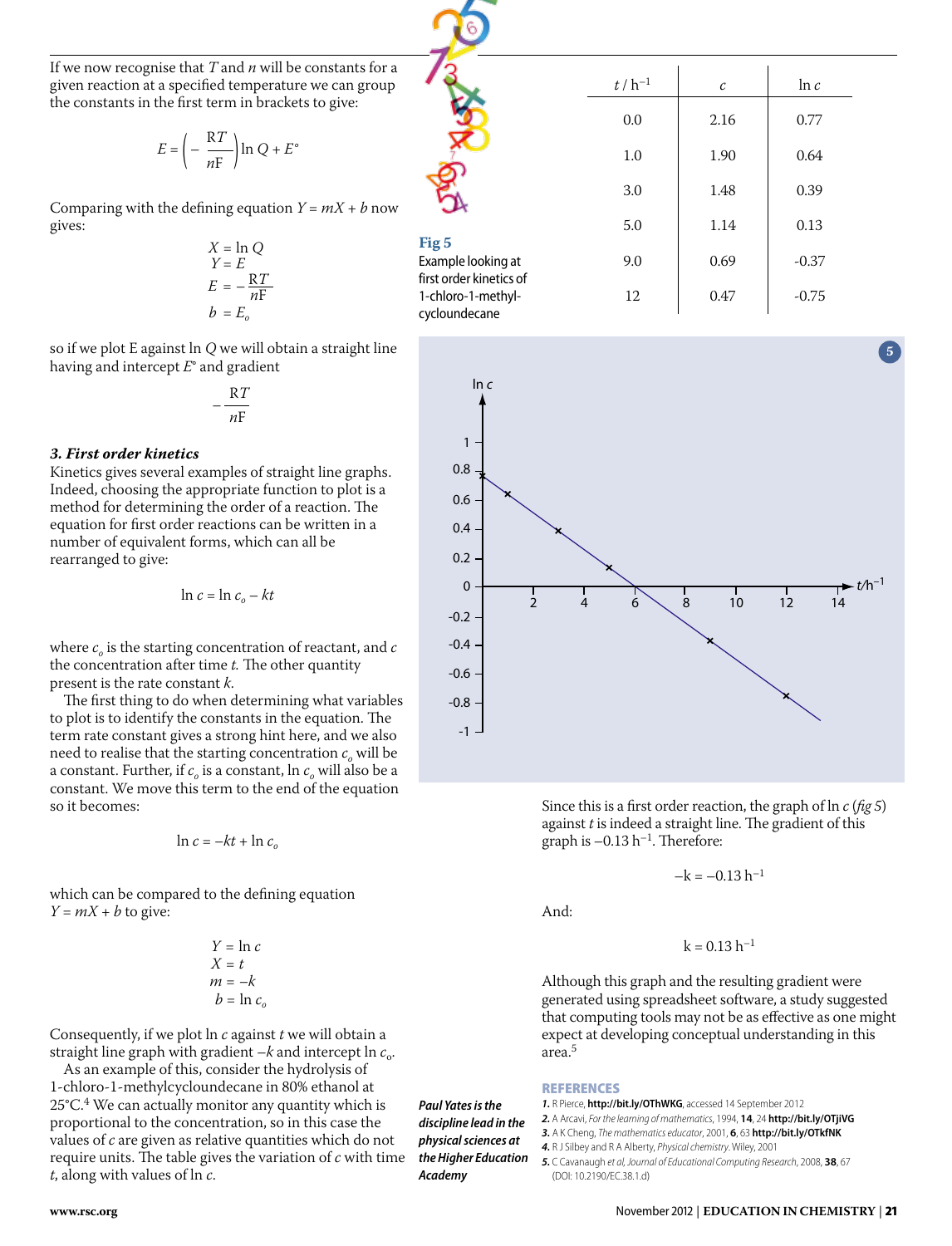If we now recognise that $T$ and $n$ will be constants for a given reaction at a specified temperature we can group the constants in the first term in brackets to give:

$$E = \left(-\frac{RT}{nF}\right)\ln Q + E^{\circ}$$

Comparing with the defining equation $Y = mX + b$ now gives:

$$X = \ln Q$$
$$Y = E$$
$$E = -\frac{RT}{nF}$$
$$b = E_o$$

so if we plot E against ln $Q$ we will obtain a straight line having and intercept $E^{\circ}$ and gradient

$$-\frac{RT}{nF}$$

### *3. First order kinetics*

Kinetics gives several examples of straight line graphs. Indeed, choosing the appropriate function to plot is a method for determining the order of a reaction. The equation for first order reactions can be written in a number of equivalent forms, which can all be rearranged to give:

$$\ln c = \ln c_o - kt$$

where $c_o$ is the starting concentration of reactant, and $c$ the concentration after time $t$. The other quantity present is the rate constant $k$.

The first thing to do when determining what variables to plot is to identify the constants in the equation. The term rate constant gives a strong hint here, and we also need to realise that the starting concentration $c_o$ will be a constant. Further, if $c_o$ is a constant, ln $c_o$ will also be a constant. We move this term to the end of the equation so it becomes:

$$\ln c = -kt + \ln c_o$$

which can be compared to the defining equation $Y = mX + b$ to give:

$$Y = \ln c$$
$$X = t$$
$$m = -k$$
$$b = \ln c_o$$

Consequently, if we plot ln $c$ against $t$ we will obtain a straight line graph with gradient $-k$ and intercept ln $c_o$.

As an example of this, consider the hydrolysis of 1-chloro-1-methylcycloundecane in 80% ethanol at 25°C.[4] We can actually monitor any quantity which is proportional to the concentration, so in this case the values of $c$ are given as relative quantities which do not require units. The table gives the variation of $c$ with time $t$, along with values of ln $c$.

| $t$ / h$^{-1}$ | $c$ | ln $c$ |
|---|---|---|
| 0.0 | 2.16 | 0.77 |
| 1.0 | 1.90 | 0.64 |
| 3.0 | 1.48 | 0.39 |
| 5.0 | 1.14 | 0.13 |
| 9.0 | 0.69 | -0.37 |
| 12 | 0.47 | -0.75 |

**Fig 5**
Example looking at first order kinetics of 1-chloro-1-methyl-cycloundecane

5

ln c

1
0.8
0.6
0.4
0.2
0
-0.2
-0.4
-0.6
-0.8
-1

2 4 6 8 10 12 14

t/h$^{-1}$

Since this is a first order reaction, the graph of ln $c$ (*fig 5*) against $t$ is indeed a straight line. The gradient of this graph is $-0.13$ h$^{-1}$. Therefore:

$$-k = -0.13 \text{ h}^{-1}$$

And:

$$k = 0.13 \text{ h}^{-1}$$

Although this graph and the resulting gradient were generated using spreadsheet software, a study suggested that computing tools may not be as effective as one might expect at developing conceptual understanding in this area.[5]

*Paul Yates is the discipline lead in the physical sciences at the Higher Education Academy*

## REFERENCES

1. R Pierce, **http://bit.ly/OThWKG**, accessed 14 September 2012
2. A Arcavi, *For the learning of mathematics*, 1994, **14**, 24 **http://bit.ly/OTjiVG**
3. A K Cheng, *The mathematics educator*, 2001, **6**, 63 **http://bit.ly/OTkfNK**
4. R J Silbey and R A Alberty, *Physical chemistry*. Wiley, 2001
5. C Cavanaugh *et al*, *Journal of Educational Computing Research*, 2008, **38**, 67 (DOI: 10.2190/EC.38.1.d)